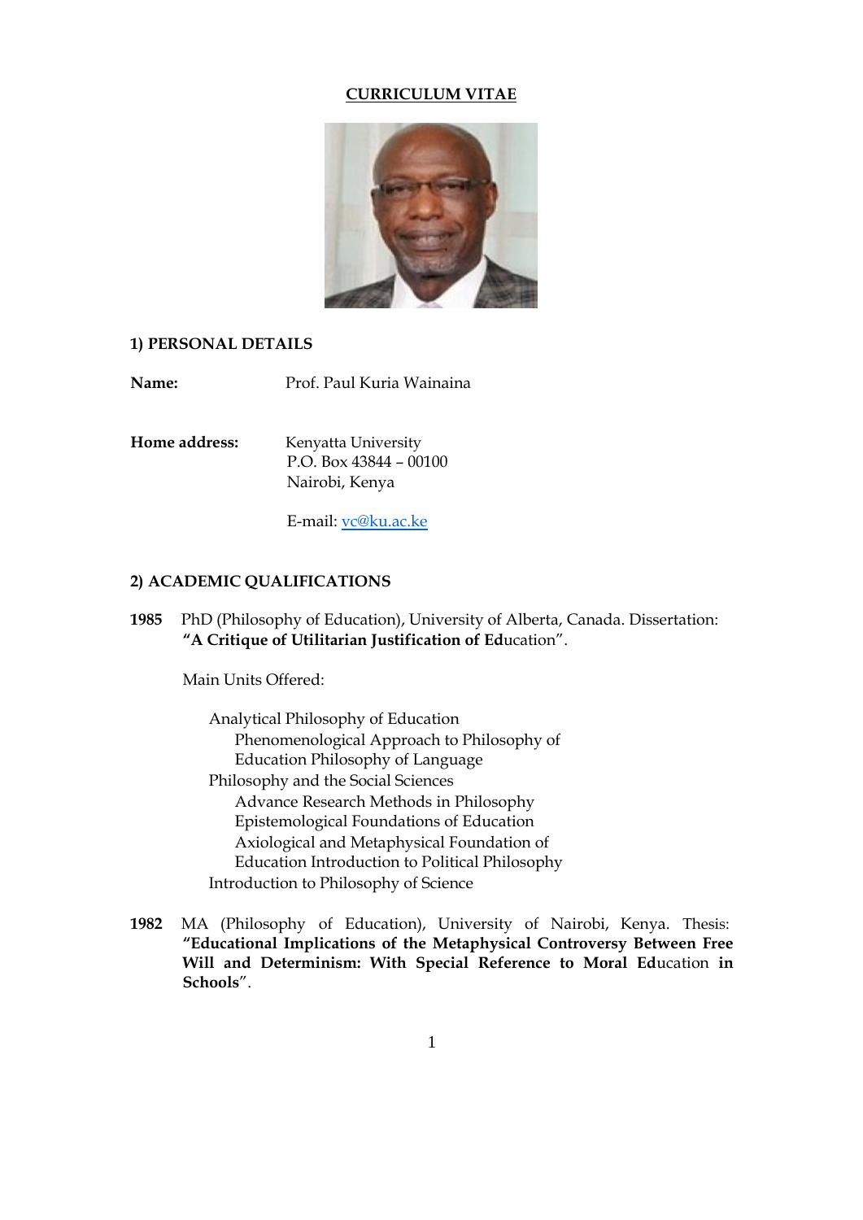# CURRICULUM VITAE

## 1) PERSONAL DETAILS

**Name:** Prof. Paul Kuria Wainaina

**Home address:** Kenyatta University
P.O. Box 43844 – 00100
Nairobi, Kenya

E-mail: vc@ku.ac.ke

## 2) ACADEMIC QUALIFICATIONS

**1985** PhD (Philosophy of Education), University of Alberta, Canada. Dissertation: **"A Critique of Utilitarian Justification of Ed**ucation".

Main Units Offered:

- Analytical Philosophy of Education
  - Phenomenological Approach to Philosophy of Education Philosophy of Language
- Philosophy and the Social Sciences
  - Advance Research Methods in Philosophy
  - Epistemological Foundations of Education
  - Axiological and Metaphysical Foundation of Education Introduction to Political Philosophy
- Introduction to Philosophy of Science

**1982** MA (Philosophy of Education), University of Nairobi, Kenya. Thesis: **"Educational Implications of the Metaphysical Controversy Between Free Will and Determinism: With Special Reference to Moral Ed**ucation **in Schools**".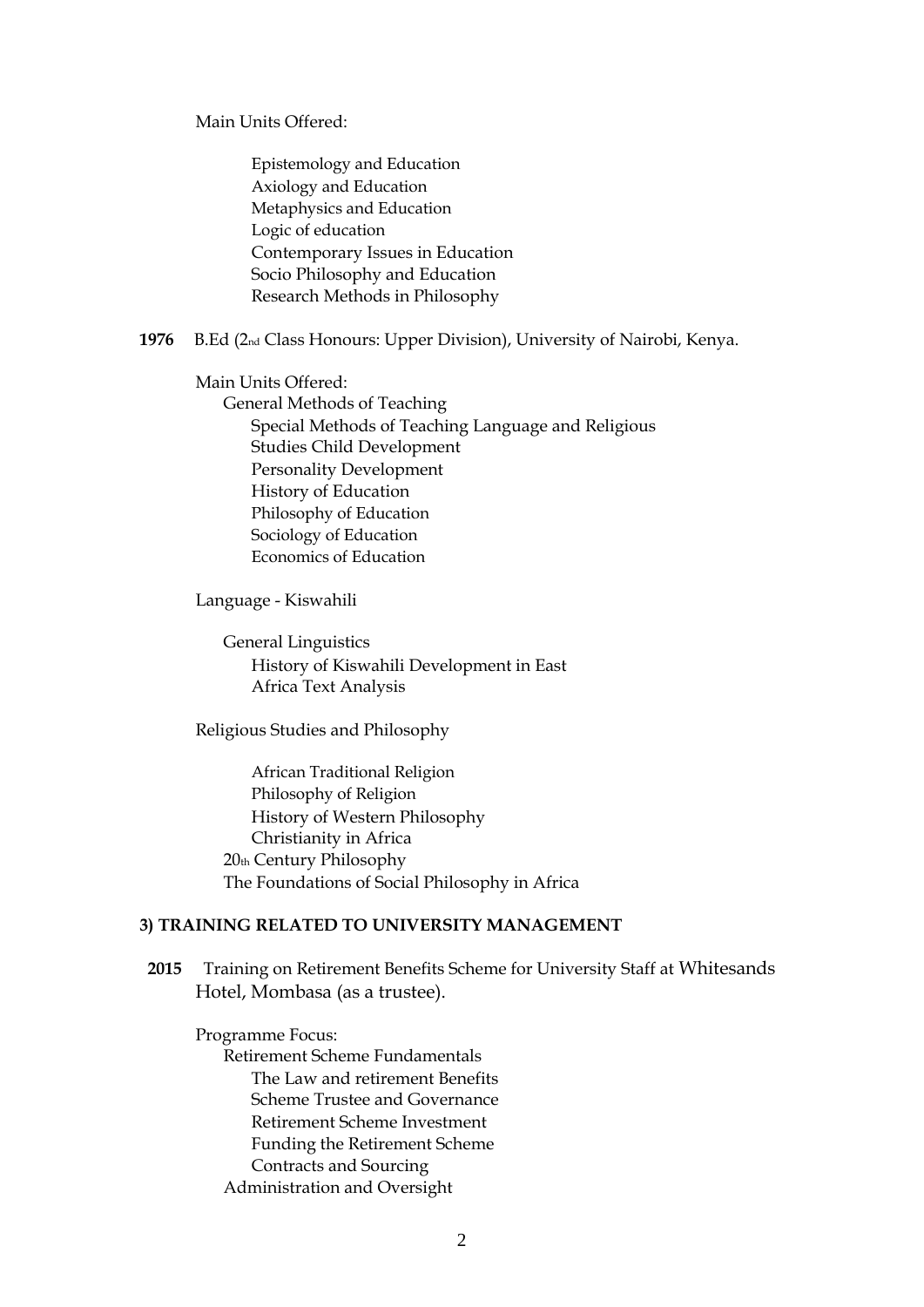Main Units Offered:

- Epistemology and Education
- Axiology and Education
- Metaphysics and Education
- Logic of education
- Contemporary Issues in Education
- Socio Philosophy and Education
- Research Methods in Philosophy

**1976** B.Ed (2nd Class Honours: Upper Division), University of Nairobi, Kenya.

Main Units Offered:

- General Methods of Teaching
- Special Methods of Teaching Language and Religious
- Studies Child Development
- Personality Development
- History of Education
- Philosophy of Education
- Sociology of Education
- Economics of Education

Language - Kiswahili

- General Linguistics
- History of Kiswahili Development in East
- Africa Text Analysis

Religious Studies and Philosophy

- African Traditional Religion
- Philosophy of Religion
- History of Western Philosophy
- Christianity in Africa
- 20th Century Philosophy
- The Foundations of Social Philosophy in Africa

### 3) TRAINING RELATED TO UNIVERSITY MANAGEMENT

**2015** Training on Retirement Benefits Scheme for University Staff at Whitesands Hotel, Mombasa (as a trustee).

Programme Focus:

- Retirement Scheme Fundamentals
- The Law and retirement Benefits
- Scheme Trustee and Governance
- Retirement Scheme Investment
- Funding the Retirement Scheme
- Contracts and Sourcing
- Administration and Oversight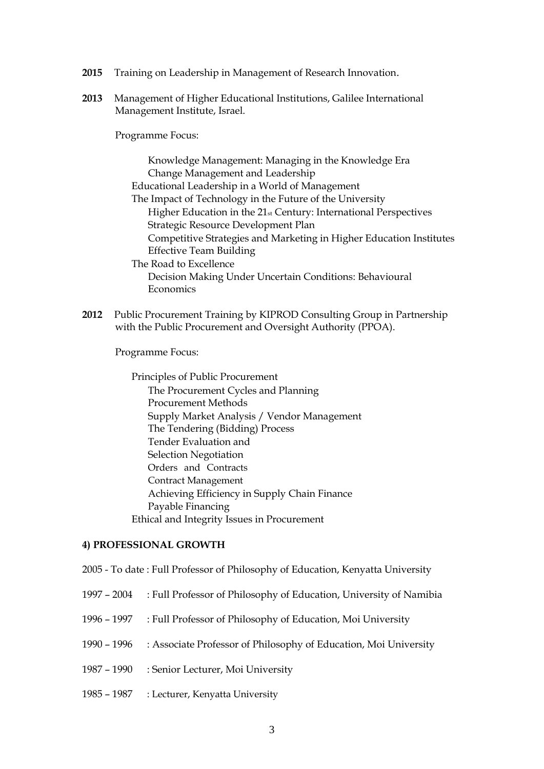**2015** Training on Leadership in Management of Research Innovation.

**2013** Management of Higher Educational Institutions, Galilee International Management Institute, Israel.

Programme Focus:

- Knowledge Management: Managing in the Knowledge Era
- Change Management and Leadership
- Educational Leadership in a World of Management
- The Impact of Technology in the Future of the University
- Higher Education in the 21st Century: International Perspectives
- Strategic Resource Development Plan
- Competitive Strategies and Marketing in Higher Education Institutes
- Effective Team Building
- The Road to Excellence
- Decision Making Under Uncertain Conditions: Behavioural Economics

**2012** Public Procurement Training by KIPROD Consulting Group in Partnership with the Public Procurement and Oversight Authority (PPOA).

Programme Focus:

- Principles of Public Procurement
- The Procurement Cycles and Planning
- Procurement Methods
- Supply Market Analysis / Vendor Management
- The Tendering (Bidding) Process
- Tender Evaluation and
- Selection Negotiation
- Orders and Contracts
- Contract Management
- Achieving Efficiency in Supply Chain Finance
- Payable Financing
- Ethical and Integrity Issues in Procurement

**4) PROFESSIONAL GROWTH**

2005 - To date : Full Professor of Philosophy of Education, Kenyatta University

1997 – 2004 : Full Professor of Philosophy of Education, University of Namibia

1996 – 1997 : Full Professor of Philosophy of Education, Moi University

1990 – 1996 : Associate Professor of Philosophy of Education, Moi University

1987 – 1990 : Senior Lecturer, Moi University

1985 – 1987 : Lecturer, Kenyatta University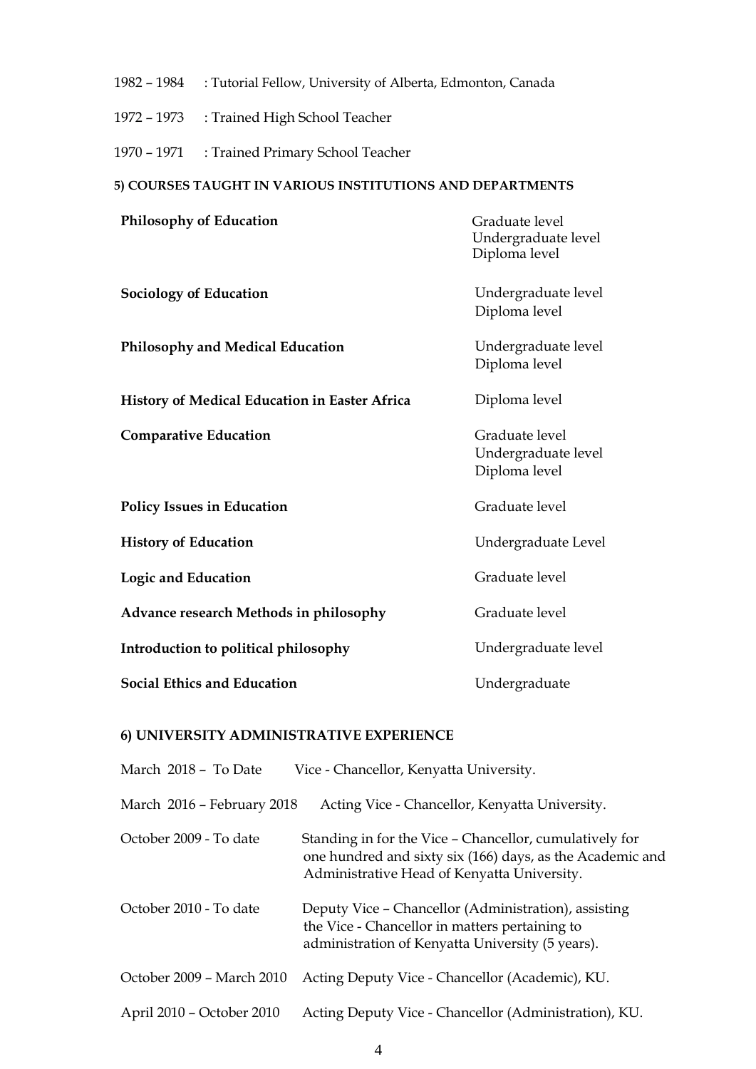1982 – 1984 : Tutorial Fellow, University of Alberta, Edmonton, Canada

1972 – 1973 : Trained High School Teacher

1970 – 1971 : Trained Primary School Teacher

### 5) COURSES TAUGHT IN VARIOUS INSTITUTIONS AND DEPARTMENTS

| Course | Level |
|---|---|
| **Philosophy of Education** | Graduate level<br>Undergraduate level<br>Diploma level |
| **Sociology of Education** | Undergraduate level<br>Diploma level |
| **Philosophy and Medical Education** | Undergraduate level<br>Diploma level |
| **History of Medical Education in Easter Africa** | Diploma level |
| **Comparative Education** | Graduate level<br>Undergraduate level<br>Diploma level |
| **Policy Issues in Education** | Graduate level |
| **History of Education** | Undergraduate Level |
| **Logic and Education** | Graduate level |
| **Advance research Methods in philosophy** | Graduate level |
| **Introduction to political philosophy** | Undergraduate level |
| **Social Ethics and Education** | Undergraduate |

### 6) UNIVERSITY ADMINISTRATIVE EXPERIENCE

| Period | Position |
|---|---|
| March 2018 – To Date | Vice - Chancellor, Kenyatta University. |
| March 2016 – February 2018 | Acting Vice - Chancellor, Kenyatta University. |
| October 2009 - To date | Standing in for the Vice – Chancellor, cumulatively for one hundred and sixty six (166) days, as the Academic and Administrative Head of Kenyatta University. |
| October 2010 - To date | Deputy Vice – Chancellor (Administration), assisting the Vice - Chancellor in matters pertaining to administration of Kenyatta University (5 years). |
| October 2009 – March 2010 | Acting Deputy Vice - Chancellor (Academic), KU. |
| April 2010 – October 2010 | Acting Deputy Vice - Chancellor (Administration), KU. |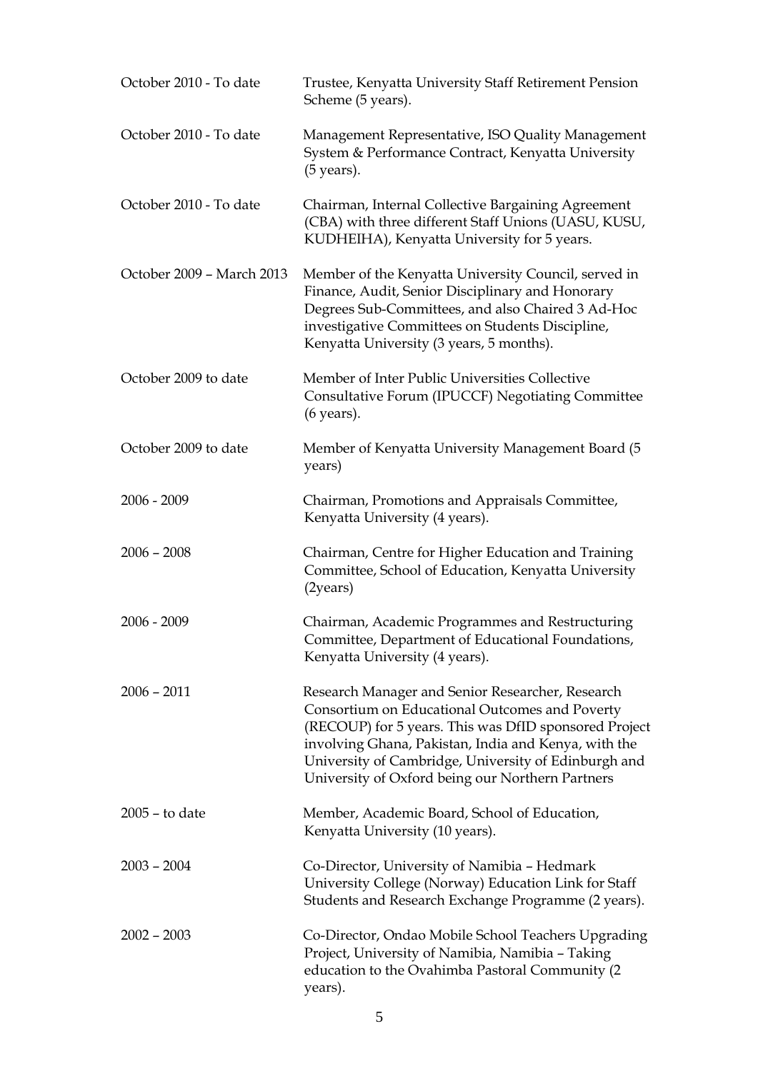| | |
|---|---|
| October 2010 - To date | Trustee, Kenyatta University Staff Retirement Pension Scheme (5 years). |
| October 2010 - To date | Management Representative, ISO Quality Management System & Performance Contract, Kenyatta University (5 years). |
| October 2010 - To date | Chairman, Internal Collective Bargaining Agreement (CBA) with three different Staff Unions (UASU, KUSU, KUDHEIHA), Kenyatta University for 5 years. |
| October 2009 – March 2013 | Member of the Kenyatta University Council, served in Finance, Audit, Senior Disciplinary and Honorary Degrees Sub-Committees, and also Chaired 3 Ad-Hoc investigative Committees on Students Discipline, Kenyatta University (3 years, 5 months). |
| October 2009 to date | Member of Inter Public Universities Collective Consultative Forum (IPUCCF) Negotiating Committee (6 years). |
| October 2009 to date | Member of Kenyatta University Management Board (5 years) |
| 2006 - 2009 | Chairman, Promotions and Appraisals Committee, Kenyatta University (4 years). |
| 2006 – 2008 | Chairman, Centre for Higher Education and Training Committee, School of Education, Kenyatta University (2years) |
| 2006 - 2009 | Chairman, Academic Programmes and Restructuring Committee, Department of Educational Foundations, Kenyatta University (4 years). |
| 2006 – 2011 | Research Manager and Senior Researcher, Research Consortium on Educational Outcomes and Poverty (RECOUP) for 5 years. This was DfID sponsored Project involving Ghana, Pakistan, India and Kenya, with the University of Cambridge, University of Edinburgh and University of Oxford being our Northern Partners |
| 2005 – to date | Member, Academic Board, School of Education, Kenyatta University (10 years). |
| 2003 – 2004 | Co-Director, University of Namibia – Hedmark University College (Norway) Education Link for Staff Students and Research Exchange Programme (2 years). |
| 2002 – 2003 | Co-Director, Ondao Mobile School Teachers Upgrading Project, University of Namibia, Namibia – Taking education to the Ovahimba Pastoral Community (2 years). |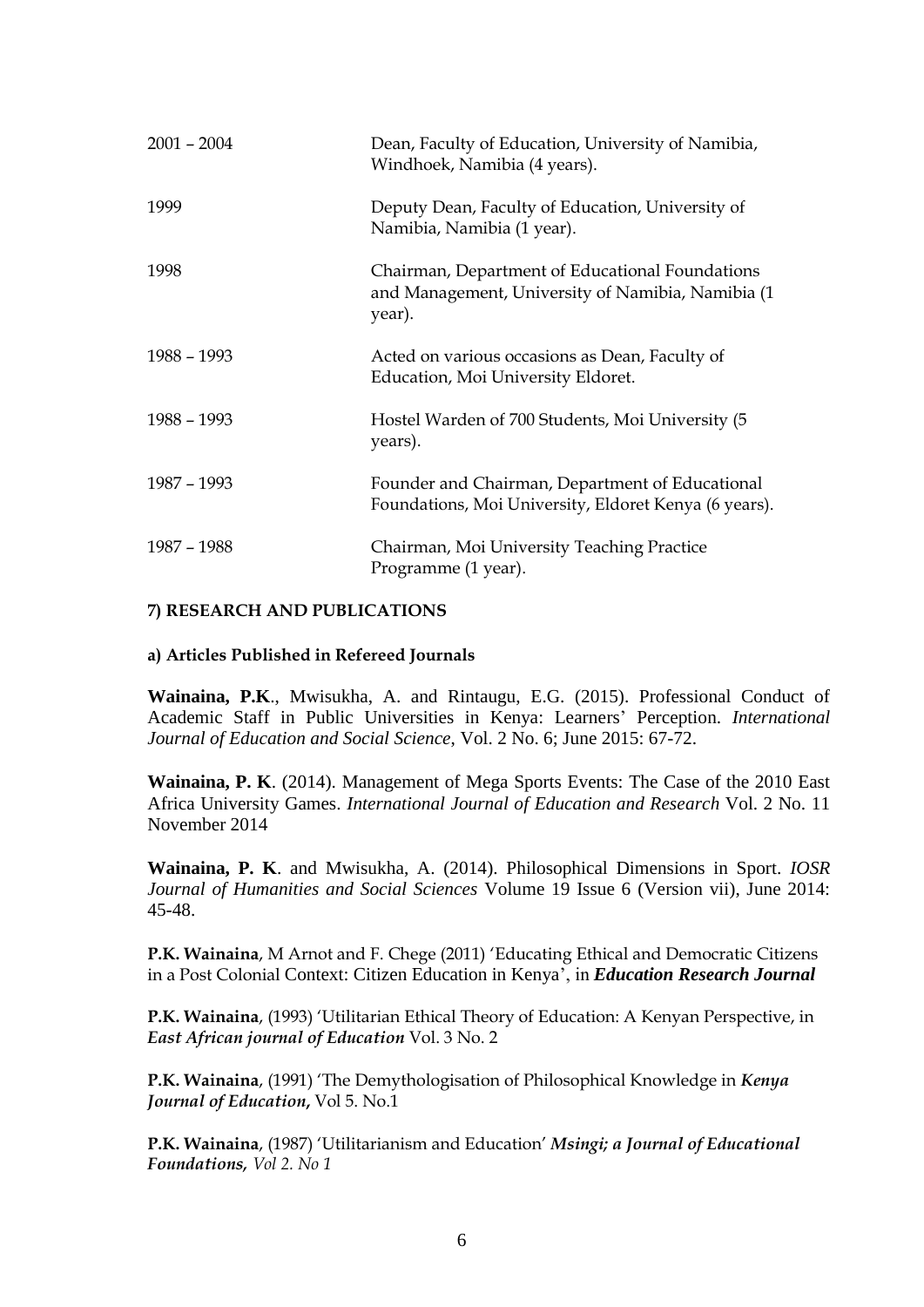| | |
|---|---|
| 2001 – 2004 | Dean, Faculty of Education, University of Namibia, Windhoek, Namibia (4 years). |
| 1999 | Deputy Dean, Faculty of Education, University of Namibia, Namibia (1 year). |
| 1998 | Chairman, Department of Educational Foundations and Management, University of Namibia, Namibia (1 year). |
| 1988 – 1993 | Acted on various occasions as Dean, Faculty of Education, Moi University Eldoret. |
| 1988 – 1993 | Hostel Warden of 700 Students, Moi University (5 years). |
| 1987 – 1993 | Founder and Chairman, Department of Educational Foundations, Moi University, Eldoret Kenya (6 years). |
| 1987 – 1988 | Chairman, Moi University Teaching Practice Programme (1 year). |

**7) RESEARCH AND PUBLICATIONS**

**a) Articles Published in Refereed Journals**

**Wainaina, P.K**., Mwisukha, A. and Rintaugu, E.G. (2015). Professional Conduct of Academic Staff in Public Universities in Kenya: Learners' Perception. *International Journal of Education and Social Science*, Vol. 2 No. 6; June 2015: 67-72.

**Wainaina, P. K**. (2014). Management of Mega Sports Events: The Case of the 2010 East Africa University Games. *International Journal of Education and Research* Vol. 2 No. 11 November 2014

**Wainaina, P. K**. and Mwisukha, A. (2014). Philosophical Dimensions in Sport. *IOSR Journal of Humanities and Social Sciences* Volume 19 Issue 6 (Version vii), June 2014: 45-48.

**P.K. Wainaina**, M Arnot and F. Chege (2011) 'Educating Ethical and Democratic Citizens in a Post Colonial Context: Citizen Education in Kenya', in ***Education Research Journal***

**P.K. Wainaina**, (1993) 'Utilitarian Ethical Theory of Education: A Kenyan Perspective, in ***East African journal of Education*** Vol. 3 No. 2

**P.K. Wainaina**, (1991) 'The Demythologisation of Philosophical Knowledge in ***Kenya Journal of Education,*** Vol 5. No.1

**P.K. Wainaina**, (1987) 'Utilitarianism and Education' ***Msingi; a Journal of Educational Foundations,*** *Vol 2. No 1*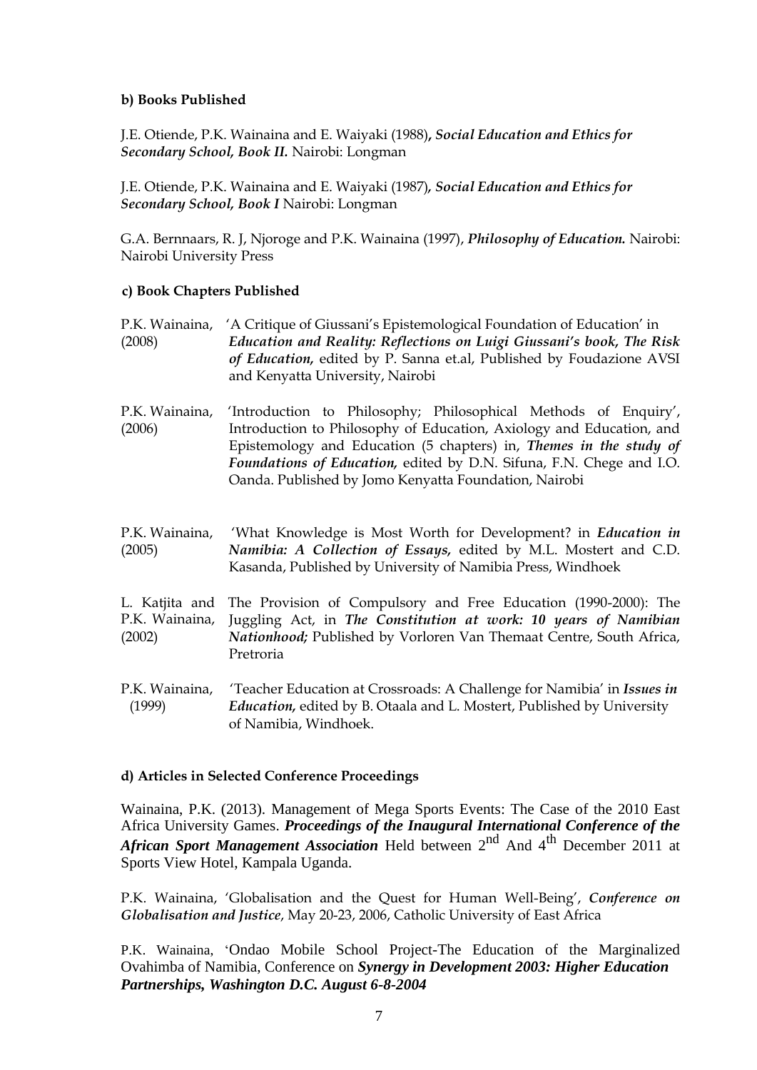**b) Books Published**

J.E. Otiende, P.K. Wainaina and E. Waiyaki (1988), ***Social Education and Ethics for Secondary School, Book II.*** Nairobi: Longman

J.E. Otiende, P.K. Wainaina and E. Waiyaki (1987), ***Social Education and Ethics for Secondary School, Book I*** Nairobi: Longman

G.A. Bernnaars, R. J, Njoroge and P.K. Wainaina (1997), ***Philosophy of Education.*** Nairobi: Nairobi University Press

**c) Book Chapters Published**

P.K. Wainaina, (2008) 'A Critique of Giussani's Epistemological Foundation of Education' in ***Education and Reality: Reflections on Luigi Giussani's book, The Risk of Education,*** edited by P. Sanna et.al, Published by Foudazione AVSI and Kenyatta University, Nairobi

P.K. Wainaina, (2006) 'Introduction to Philosophy; Philosophical Methods of Enquiry', Introduction to Philosophy of Education, Axiology and Education, and Epistemology and Education (5 chapters) in, ***Themes in the study of Foundations of Education,*** edited by D.N. Sifuna, F.N. Chege and I.O. Oanda. Published by Jomo Kenyatta Foundation, Nairobi

P.K. Wainaina, (2005) 'What Knowledge is Most Worth for Development? in ***Education in Namibia: A Collection of Essays,*** edited by M.L. Mostert and C.D. Kasanda, Published by University of Namibia Press, Windhoek

L. Katjita and P.K. Wainaina, (2002) The Provision of Compulsory and Free Education (1990-2000): The Juggling Act, in ***The Constitution at work: 10 years of Namibian Nationhood;*** Published by Vorloren Van Themaat Centre, South Africa, Pretroria

P.K. Wainaina, (1999) 'Teacher Education at Crossroads: A Challenge for Namibia' in ***Issues in Education,*** edited by B. Otaala and L. Mostert, Published by University of Namibia, Windhoek.

**d) Articles in Selected Conference Proceedings**

Wainaina, P.K. (2013). Management of Mega Sports Events: The Case of the 2010 East Africa University Games. ***Proceedings of the Inaugural International Conference of the African Sport Management Association*** Held between 2nd And 4th December 2011 at Sports View Hotel, Kampala Uganda.

P.K. Wainaina, 'Globalisation and the Quest for Human Well-Being', ***Conference on Globalisation and Justice***, May 20-23, 2006, Catholic University of East Africa

P.K. Wainaina, 'Ondao Mobile School Project-The Education of the Marginalized Ovahimba of Namibia, Conference on ***Synergy in Development 2003: Higher Education Partnerships, Washington D.C. August 6-8-2004***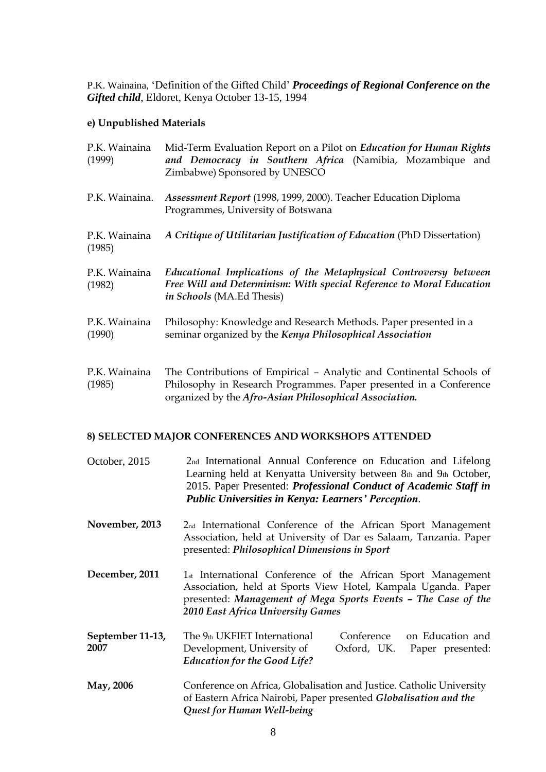P.K. Wainaina, 'Definition of the Gifted Child' ***Proceedings of Regional Conference on the Gifted child***, Eldoret, Kenya October 13-15, 1994

**e) Unpublished Materials**

| | |
|---|---|
| P.K. Wainaina (1999) | Mid-Term Evaluation Report on a Pilot on ***Education for Human Rights and Democracy in Southern Africa*** (Namibia, Mozambique and Zimbabwe) Sponsored by UNESCO |
| P.K. Wainaina. | ***Assessment Report*** (1998, 1999, 2000). Teacher Education Diploma Programmes, University of Botswana |
| P.K. Wainaina (1985) | ***A Critique of Utilitarian Justification of Education*** (PhD Dissertation) |
| P.K. Wainaina (1982) | ***Educational Implications of the Metaphysical Controversy between Free Will and Determinism: With special Reference to Moral Education in Schools*** (MA.Ed Thesis) |
| P.K. Wainaina (1990) | Philosophy: Knowledge and Research Methods**.** Paper presented in a seminar organized by the ***Kenya Philosophical Association*** |
| P.K. Wainaina (1985) | The Contributions of Empirical – Analytic and Continental Schools of Philosophy in Research Programmes. Paper presented in a Conference organized by the ***Afro-Asian Philosophical Association.*** |

**8) SELECTED MAJOR CONFERENCES AND WORKSHOPS ATTENDED**

| | |
|---|---|
| October, 2015 | 2nd International Annual Conference on Education and Lifelong Learning held at Kenyatta University between 8th and 9th October, 2015. Paper Presented: ***Professional Conduct of Academic Staff in Public Universities in Kenya: Learners' Perception***. |
| **November, 2013** | 2nd International Conference of the African Sport Management Association, held at University of Dar es Salaam, Tanzania. Paper presented: ***Philosophical Dimensions in Sport*** |
| **December, 2011** | 1st International Conference of the African Sport Management Association, held at Sports View Hotel, Kampala Uganda. Paper presented: ***Management of Mega Sports Events – The Case of the 2010 East Africa University Games*** |
| **September 11-13, 2007** | The 9th UKFIET International Conference on Education and Development, University of Oxford, UK. Paper presented: ***Education for the Good Life?*** |
| **May, 2006** | Conference on Africa, Globalisation and Justice. Catholic University of Eastern Africa Nairobi, Paper presented ***Globalisation and the Quest for Human Well-being*** |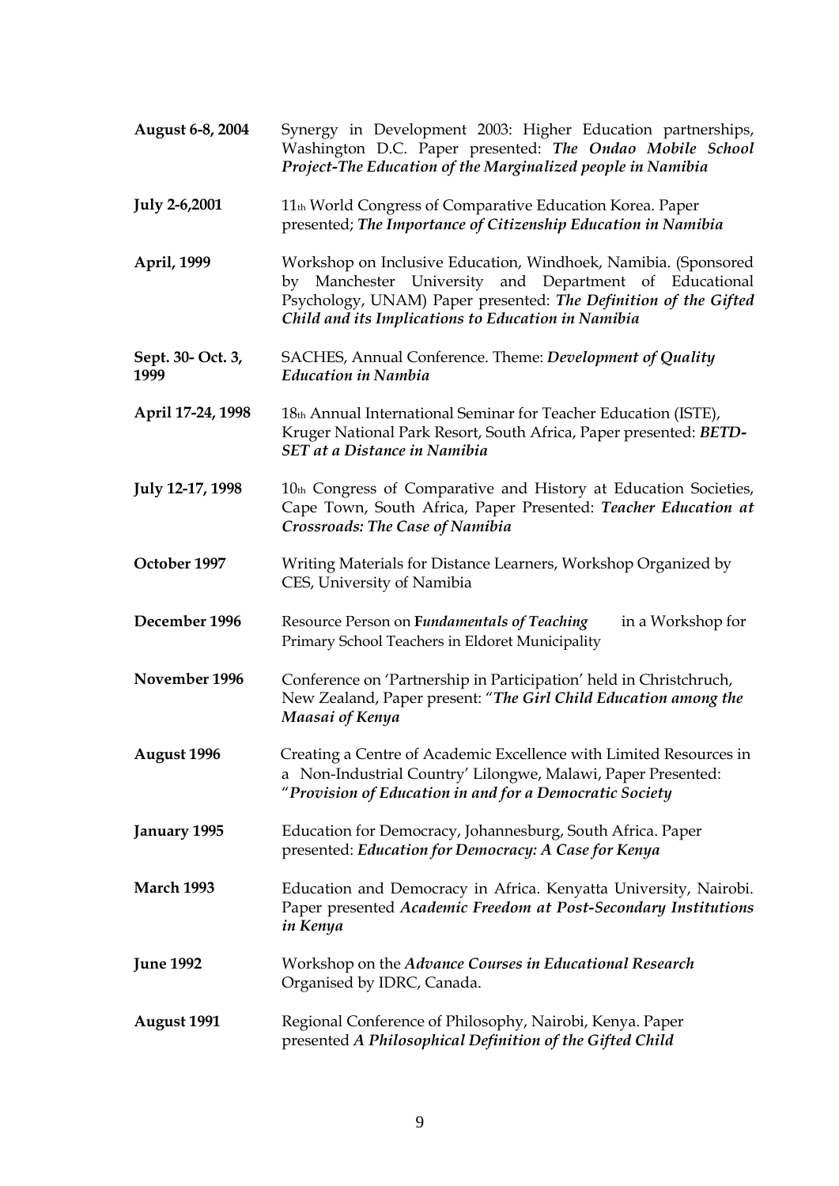| | |
|---|---|
| **August 6-8, 2004** | Synergy in Development 2003: Higher Education partnerships, Washington D.C. Paper presented: ***The Ondao Mobile School Project-The Education of the Marginalized people in Namibia*** |
| **July 2-6,2001** | 11th World Congress of Comparative Education Korea. Paper presented; ***The Importance of Citizenship Education in Namibia*** |
| **April, 1999** | Workshop on Inclusive Education, Windhoek, Namibia. (Sponsored by Manchester University and Department of Educational Psychology, UNAM) Paper presented: ***The Definition of the Gifted Child and its Implications to Education in Namibia*** |
| **Sept. 30- Oct. 3, 1999** | SACHES, Annual Conference. Theme: ***Development of Quality Education in Nambia*** |
| **April 17-24, 1998** | 18th Annual International Seminar for Teacher Education (ISTE), Kruger National Park Resort, South Africa, Paper presented: ***BETD-SET at a Distance in Namibia*** |
| **July 12-17, 1998** | 10th Congress of Comparative and History at Education Societies, Cape Town, South Africa, Paper Presented: ***Teacher Education at Crossroads: The Case of Namibia*** |
| **October 1997** | Writing Materials for Distance Learners, Workshop Organized by CES, University of Namibia |
| **December 1996** | Resource Person on ***Fundamentals of Teaching*** in a Workshop for Primary School Teachers in Eldoret Municipality |
| **November 1996** | Conference on 'Partnership in Participation' held in Christchruch, New Zealand, Paper present: "***The Girl Child Education among the Maasai of Kenya*** |
| **August 1996** | Creating a Centre of Academic Excellence with Limited Resources in a Non-Industrial Country' Lilongwe, Malawi, Paper Presented: "***Provision of Education in and for a Democratic Society*** |
| **January 1995** | Education for Democracy, Johannesburg, South Africa. Paper presented: ***Education for Democracy: A Case for Kenya*** |
| **March 1993** | Education and Democracy in Africa. Kenyatta University, Nairobi. Paper presented ***Academic Freedom at Post-Secondary Institutions in Kenya*** |
| **June 1992** | Workshop on the ***Advance Courses in Educational Research*** Organised by IDRC, Canada. |
| **August 1991** | Regional Conference of Philosophy, Nairobi, Kenya. Paper presented ***A Philosophical Definition of the Gifted Child*** |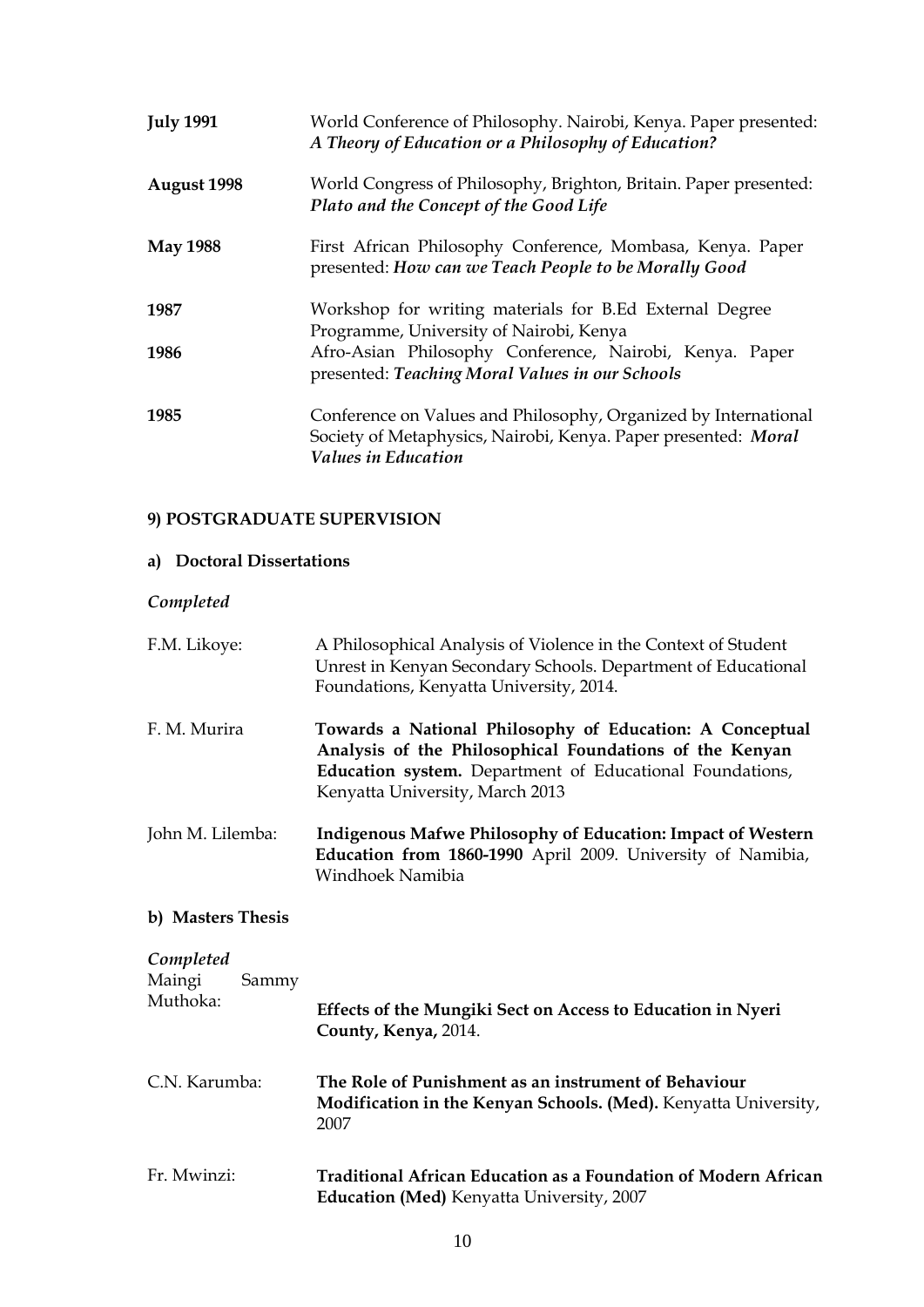| | |
|---|---|
| **July 1991** | World Conference of Philosophy. Nairobi, Kenya. Paper presented: ***A Theory of Education or a Philosophy of Education?*** |
| **August 1998** | World Congress of Philosophy, Brighton, Britain. Paper presented: ***Plato and the Concept of the Good Life*** |
| **May 1988** | First African Philosophy Conference, Mombasa, Kenya. Paper presented: ***How can we Teach People to be Morally Good*** |
| **1987** | Workshop for writing materials for B.Ed External Degree Programme, University of Nairobi, Kenya |
| **1986** | Afro-Asian Philosophy Conference, Nairobi, Kenya. Paper presented: ***Teaching Moral Values in our Schools*** |
| **1985** | Conference on Values and Philosophy, Organized by International Society of Metaphysics, Nairobi, Kenya. Paper presented: ***Moral Values in Education*** |

### 9) POSTGRADUATE SUPERVISION

#### a) Doctoral Dissertations

*Completed*

| | |
|---|---|
| F.M. Likoye: | A Philosophical Analysis of Violence in the Context of Student Unrest in Kenyan Secondary Schools. Department of Educational Foundations, Kenyatta University, 2014. |
| F. M. Murira | **Towards a National Philosophy of Education: A Conceptual Analysis of the Philosophical Foundations of the Kenyan Education system.** Department of Educational Foundations, Kenyatta University, March 2013 |
| John M. Lilemba: | **Indigenous Mafwe Philosophy of Education: Impact of Western Education from 1860-1990** April 2009. University of Namibia, Windhoek Namibia |

#### b) Masters Thesis

*Completed*

| | |
|---|---|
| Maingi Sammy Muthoka: | **Effects of the Mungiki Sect on Access to Education in Nyeri County, Kenya,** 2014. |
| C.N. Karumba: | **The Role of Punishment as an instrument of Behaviour Modification in the Kenyan Schools. (Med).** Kenyatta University, 2007 |
| Fr. Mwinzi: | **Traditional African Education as a Foundation of Modern African Education (Med)** Kenyatta University, 2007 |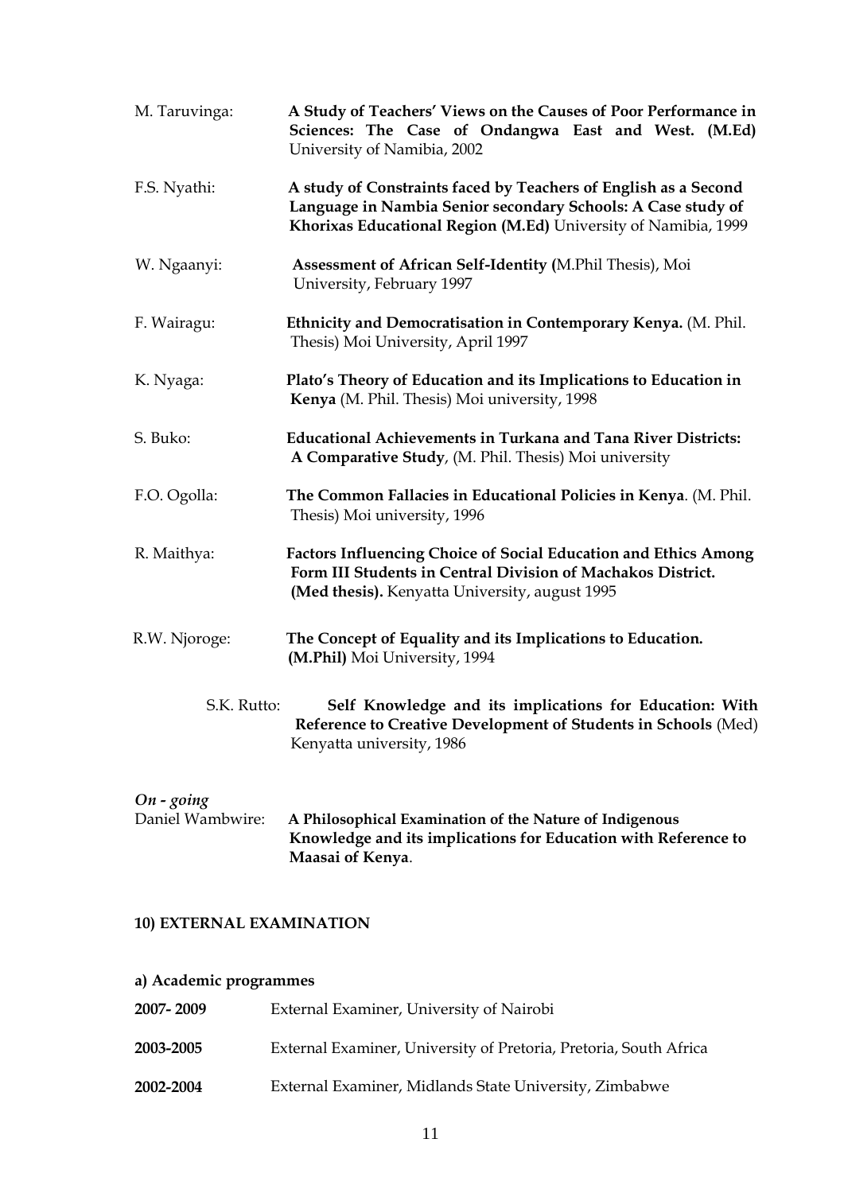M. Taruvinga: **A Study of Teachers' Views on the Causes of Poor Performance in Sciences: The Case of Ondangwa East and West. (M.Ed)** University of Namibia, 2002

F.S. Nyathi: **A study of Constraints faced by Teachers of English as a Second Language in Nambia Senior secondary Schools: A Case study of Khorixas Educational Region (M.Ed)** University of Namibia, 1999

W. Ngaanyi: **Assessment of African Self-Identity (**M.Phil Thesis), Moi University, February 1997

F. Wairagu: **Ethnicity and Democratisation in Contemporary Kenya.** (M. Phil. Thesis) Moi University, April 1997

K. Nyaga: **Plato's Theory of Education and its Implications to Education in Kenya** (M. Phil. Thesis) Moi university, 1998

S. Buko: **Educational Achievements in Turkana and Tana River Districts: A Comparative Study**, (M. Phil. Thesis) Moi university

F.O. Ogolla: **The Common Fallacies in Educational Policies in Kenya**. (M. Phil. Thesis) Moi university, 1996

R. Maithya: **Factors Influencing Choice of Social Education and Ethics Among Form III Students in Central Division of Machakos District. (Med thesis).** Kenyatta University, august 1995

R.W. Njoroge: **The Concept of Equality and its Implications to Education. (M.Phil)** Moi University, 1994

S.K. Rutto: **Self Knowledge and its implications for Education: With Reference to Creative Development of Students in Schools** (Med) Kenyatta university, 1986

*On - going*

Daniel Wambwire: **A Philosophical Examination of the Nature of Indigenous Knowledge and its implications for Education with Reference to Maasai of Kenya**.

**10) EXTERNAL EXAMINATION**

**a) Academic programmes**

**2007- 2009** External Examiner, University of Nairobi

**2003-2005** External Examiner, University of Pretoria, Pretoria, South Africa

**2002-2004** External Examiner, Midlands State University, Zimbabwe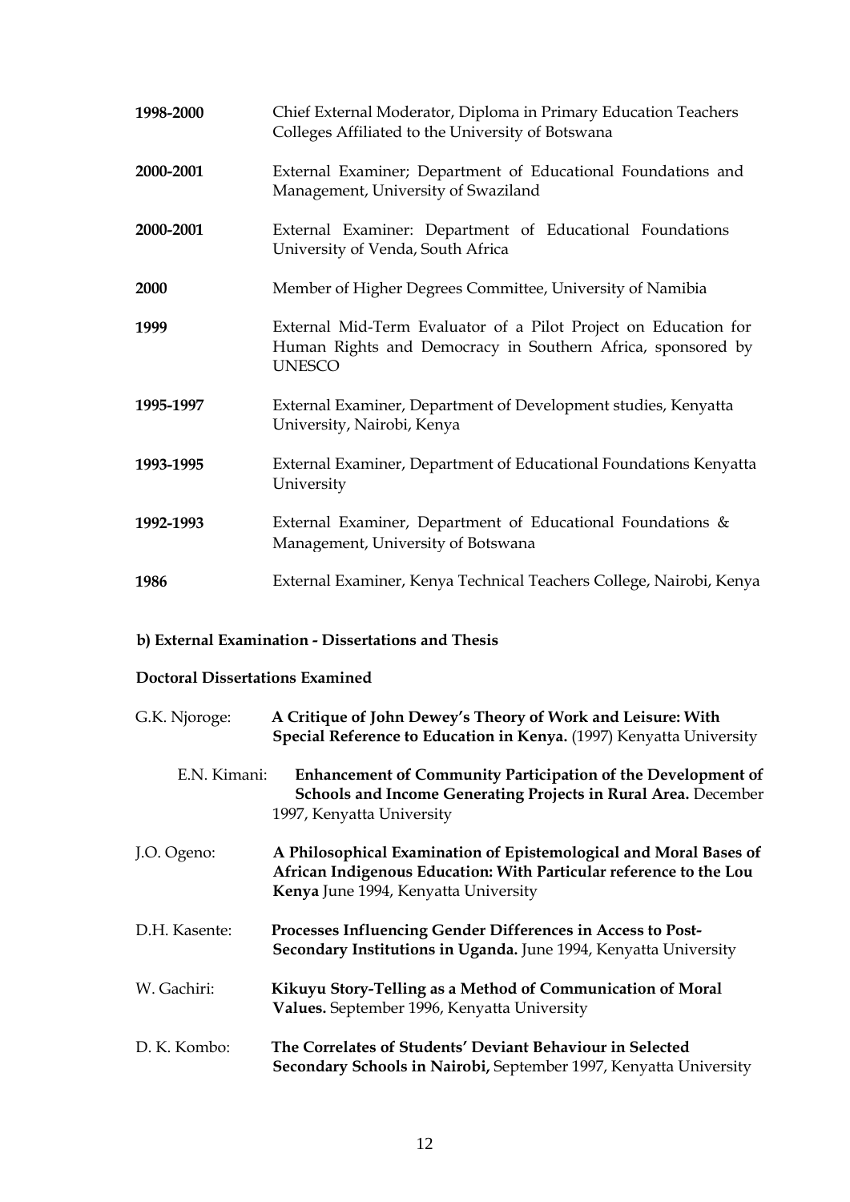**1998-2000** Chief External Moderator, Diploma in Primary Education Teachers Colleges Affiliated to the University of Botswana

**2000-2001** External Examiner; Department of Educational Foundations and Management, University of Swaziland

**2000-2001** External Examiner: Department of Educational Foundations University of Venda, South Africa

**2000** Member of Higher Degrees Committee, University of Namibia

**1999** External Mid-Term Evaluator of a Pilot Project on Education for Human Rights and Democracy in Southern Africa, sponsored by UNESCO

**1995-1997** External Examiner, Department of Development studies, Kenyatta University, Nairobi, Kenya

**1993-1995** External Examiner, Department of Educational Foundations Kenyatta University

**1992-1993** External Examiner, Department of Educational Foundations & Management, University of Botswana

**1986** External Examiner, Kenya Technical Teachers College, Nairobi, Kenya

**b) External Examination - Dissertations and Thesis**

**Doctoral Dissertations Examined**

G.K. Njoroge: **A Critique of John Dewey's Theory of Work and Leisure: With Special Reference to Education in Kenya.** (1997) Kenyatta University

E.N. Kimani: **Enhancement of Community Participation of the Development of Schools and Income Generating Projects in Rural Area.** December 1997, Kenyatta University

J.O. Ogeno: **A Philosophical Examination of Epistemological and Moral Bases of African Indigenous Education: With Particular reference to the Lou Kenya** June 1994, Kenyatta University

D.H. Kasente: **Processes Influencing Gender Differences in Access to Post-Secondary Institutions in Uganda.** June 1994, Kenyatta University

W. Gachiri: **Kikuyu Story-Telling as a Method of Communication of Moral Values.** September 1996, Kenyatta University

D. K. Kombo: **The Correlates of Students' Deviant Behaviour in Selected Secondary Schools in Nairobi,** September 1997, Kenyatta University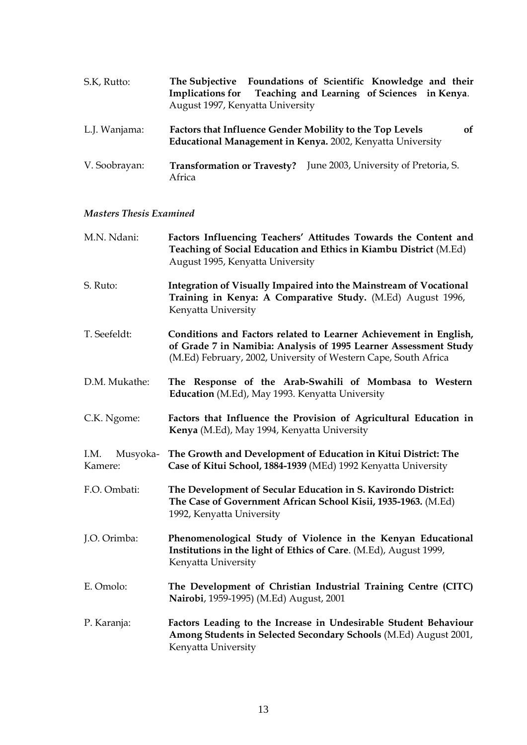S.K, Rutto: **The Subjective Foundations of Scientific Knowledge and their Implications for Teaching and Learning of Sciences in Kenya**. August 1997, Kenyatta University

L.J. Wanjama: **Factors that Influence Gender Mobility to the Top Levels of Educational Management in Kenya.** 2002, Kenyatta University

V. Soobrayan: **Transformation or Travesty?** June 2003, University of Pretoria, S. Africa

*Masters Thesis Examined*

M.N. Ndani: **Factors Influencing Teachers' Attitudes Towards the Content and Teaching of Social Education and Ethics in Kiambu District** (M.Ed) August 1995, Kenyatta University

S. Ruto: **Integration of Visually Impaired into the Mainstream of Vocational Training in Kenya: A Comparative Study.** (M.Ed) August 1996, Kenyatta University

T. Seefeldt: **Conditions and Factors related to Learner Achievement in English, of Grade 7 in Namibia: Analysis of 1995 Learner Assessment Study** (M.Ed) February, 2002, University of Western Cape, South Africa

D.M. Mukathe: **The Response of the Arab-Swahili of Mombasa to Western Education** (M.Ed), May 1993. Kenyatta University

C.K. Ngome: **Factors that Influence the Provision of Agricultural Education in Kenya** (M.Ed), May 1994, Kenyatta University

I.M. Musyoka-Kamere: **The Growth and Development of Education in Kitui District: The Case of Kitui School, 1884-1939** (MEd) 1992 Kenyatta University

F.O. Ombati: **The Development of Secular Education in S. Kavirondo District: The Case of Government African School Kisii, 1935-1963.** (M.Ed) 1992, Kenyatta University

J.O. Orimba: **Phenomenological Study of Violence in the Kenyan Educational Institutions in the light of Ethics of Care**. (M.Ed), August 1999, Kenyatta University

E. Omolo: **The Development of Christian Industrial Training Centre (CITC) Nairobi**, 1959-1995) (M.Ed) August, 2001

P. Karanja: **Factors Leading to the Increase in Undesirable Student Behaviour Among Students in Selected Secondary Schools** (M.Ed) August 2001, Kenyatta University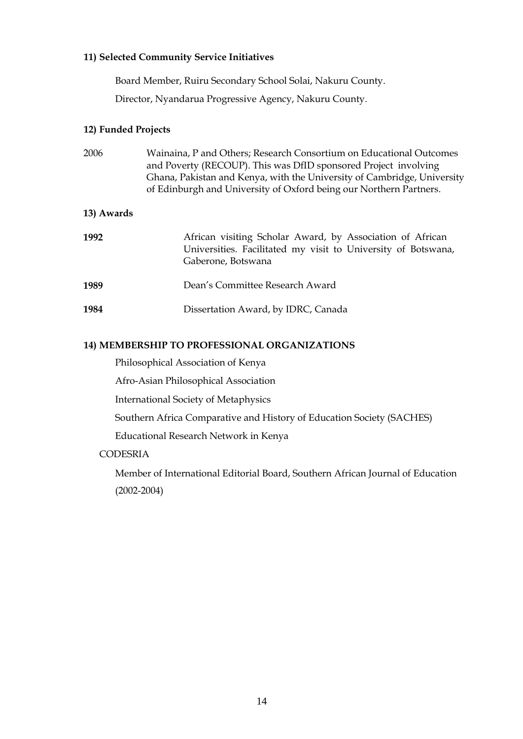**11) Selected Community Service Initiatives**

Board Member, Ruiru Secondary School Solai, Nakuru County.

Director, Nyandarua Progressive Agency, Nakuru County.

**12) Funded Projects**

2006 Wainaina, P and Others; Research Consortium on Educational Outcomes and Poverty (RECOUP). This was DfID sponsored Project involving Ghana, Pakistan and Kenya, with the University of Cambridge, University of Edinburgh and University of Oxford being our Northern Partners.

**13) Awards**

**1992** African visiting Scholar Award, by Association of African Universities. Facilitated my visit to University of Botswana, Gaberone, Botswana

**1989** Dean's Committee Research Award

**1984** Dissertation Award, by IDRC, Canada

**14) MEMBERSHIP TO PROFESSIONAL ORGANIZATIONS**

Philosophical Association of Kenya

Afro-Asian Philosophical Association

International Society of Metaphysics

Southern Africa Comparative and History of Education Society (SACHES)

Educational Research Network in Kenya

CODESRIA

Member of International Editorial Board, Southern African Journal of Education (2002-2004)